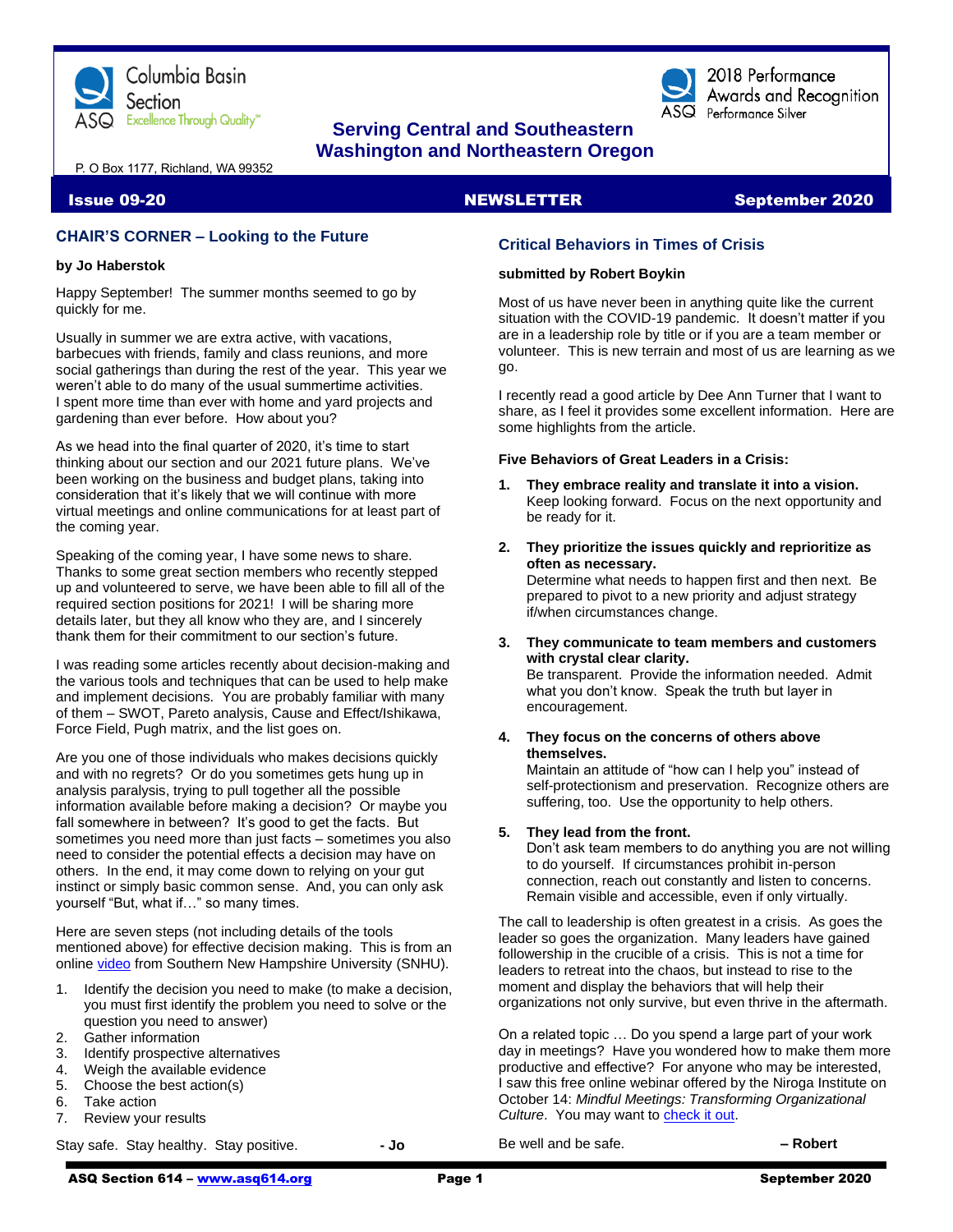Columbia Basin Section
Excellence Through Quality™

2018 Performance Awards and Recognition
Performance Silver

**Serving Central and Southeastern Washington and Northeastern Oregon**

P. O Box 1177, Richland, WA 99352

**Issue 09-20** **NEWSLETTER** **September 2020**

## CHAIR'S CORNER – Looking to the Future

**by Jo Haberstok**

Happy September! The summer months seemed to go by quickly for me.

Usually in summer we are extra active, with vacations, barbecues with friends, family and class reunions, and more social gatherings than during the rest of the year. This year we weren't able to do many of the usual summertime activities. I spent more time than ever with home and yard projects and gardening than ever before. How about you?

As we head into the final quarter of 2020, it's time to start thinking about our section and our 2021 future plans. We've been working on the business and budget plans, taking into consideration that it's likely that we will continue with more virtual meetings and online communications for at least part of the coming year.

Speaking of the coming year, I have some news to share. Thanks to some great section members who recently stepped up and volunteered to serve, we have been able to fill all of the required section positions for 2021! I will be sharing more details later, but they all know who they are, and I sincerely thank them for their commitment to our section's future.

I was reading some articles recently about decision-making and the various tools and techniques that can be used to help make and implement decisions. You are probably familiar with many of them – SWOT, Pareto analysis, Cause and Effect/Ishikawa, Force Field, Pugh matrix, and the list goes on.

Are you one of those individuals who makes decisions quickly and with no regrets? Or do you sometimes gets hung up in analysis paralysis, trying to pull together all the possible information available before making a decision? Or maybe you fall somewhere in between? It's good to get the facts. But sometimes you need more than just facts – sometimes you also need to consider the potential effects a decision may have on others. In the end, it may come down to relying on your gut instinct or simply basic common sense. And, you can only ask yourself "But, what if…" so many times.

Here are seven steps (not including details of the tools mentioned above) for effective decision making. This is from an online video from Southern New Hampshire University (SNHU).

1. Identify the decision you need to make (to make a decision, you must first identify the problem you need to solve or the question you need to answer)
2. Gather information
3. Identify prospective alternatives
4. Weigh the available evidence
5. Choose the best action(s)
6. Take action
7. Review your results

Stay safe. Stay healthy. Stay positive. **- Jo**

## Critical Behaviors in Times of Crisis

**submitted by Robert Boykin**

Most of us have never been in anything quite like the current situation with the COVID-19 pandemic. It doesn't matter if you are in a leadership role by title or if you are a team member or volunteer. This is new terrain and most of us are learning as we go.

I recently read a good article by Dee Ann Turner that I want to share, as I feel it provides some excellent information. Here are some highlights from the article.

**Five Behaviors of Great Leaders in a Crisis:**

1. **They embrace reality and translate it into a vision.**
   Keep looking forward. Focus on the next opportunity and be ready for it.

2. **They prioritize the issues quickly and reprioritize as often as necessary.**
   Determine what needs to happen first and then next. Be prepared to pivot to a new priority and adjust strategy if/when circumstances change.

3. **They communicate to team members and customers with crystal clear clarity.**
   Be transparent. Provide the information needed. Admit what you don't know. Speak the truth but layer in encouragement.

4. **They focus on the concerns of others above themselves.**
   Maintain an attitude of "how can I help you" instead of self-protectionism and preservation. Recognize others are suffering, too. Use the opportunity to help others.

5. **They lead from the front.**
   Don't ask team members to do anything you are not willing to do yourself. If circumstances prohibit in-person connection, reach out constantly and listen to concerns. Remain visible and accessible, even if only virtually.

The call to leadership is often greatest in a crisis. As goes the leader so goes the organization. Many leaders have gained followership in the crucible of a crisis. This is not a time for leaders to retreat into the chaos, but instead to rise to the moment and display the behaviors that will help their organizations not only survive, but even thrive in the aftermath.

On a related topic … Do you spend a large part of your work day in meetings? Have you wondered how to make them more productive and effective? For anyone who may be interested, I saw this free online webinar offered by the Niroga Institute on October 14: *Mindful Meetings: Transforming Organizational Culture*. You may want to check it out.

Be well and be safe. **– Robert**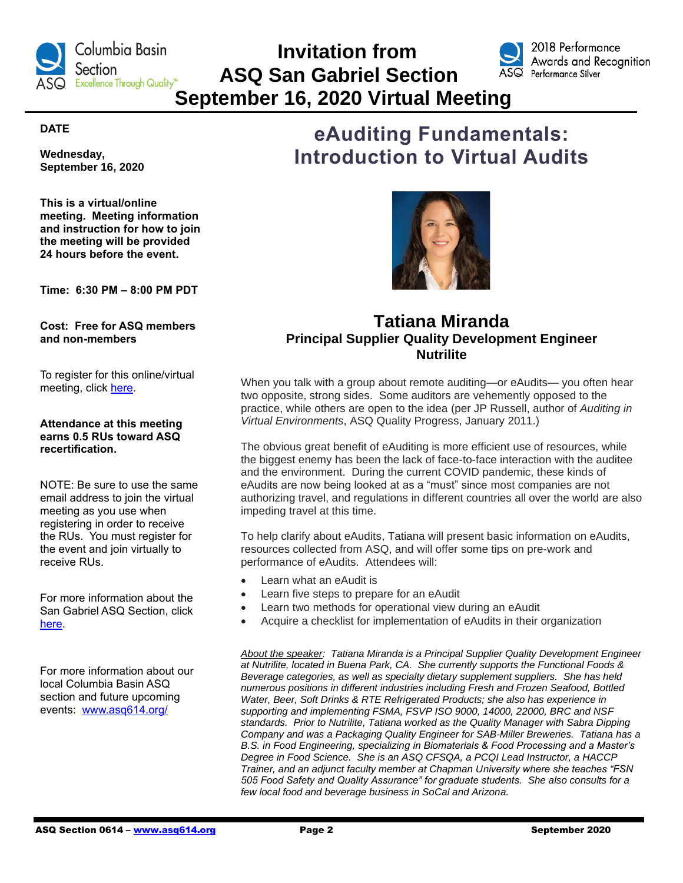# Invitation from ASQ San Gabriel Section September 16, 2020 Virtual Meeting

**DATE**

**Wednesday, September 16, 2020**

**This is a virtual/online meeting. Meeting information and instruction for how to join the meeting will be provided 24 hours before the event.**

**Time: 6:30 PM – 8:00 PM PDT**

**Cost: Free for ASQ members and non-members**

To register for this online/virtual meeting, click here.

**Attendance at this meeting earns 0.5 RUs toward ASQ recertification.**

NOTE: Be sure to use the same email address to join the virtual meeting as you use when registering in order to receive the RUs. You must register for the event and join virtually to receive RUs.

For more information about the San Gabriel ASQ Section, click here.

For more information about our local Columbia Basin ASQ section and future upcoming events: www.asq614.org/

## eAuditing Fundamentals: Introduction to Virtual Audits

### Tatiana Miranda

**Principal Supplier Quality Development Engineer**
**Nutrilite**

When you talk with a group about remote auditing—or eAudits— you often hear two opposite, strong sides. Some auditors are vehemently opposed to the practice, while others are open to the idea (per JP Russell, author of *Auditing in Virtual Environments*, ASQ Quality Progress, January 2011.)

The obvious great benefit of eAuditing is more efficient use of resources, while the biggest enemy has been the lack of face-to-face interaction with the auditee and the environment. During the current COVID pandemic, these kinds of eAudits are now being looked at as a "must" since most companies are not authorizing travel, and regulations in different countries all over the world are also impeding travel at this time.

To help clarify about eAudits, Tatiana will present basic information on eAudits, resources collected from ASQ, and will offer some tips on pre-work and performance of eAudits. Attendees will:

- Learn what an eAudit is
- Learn five steps to prepare for an eAudit
- Learn two methods for operational view during an eAudit
- Acquire a checklist for implementation of eAudits in their organization

*About the speaker: Tatiana Miranda is a Principal Supplier Quality Development Engineer at Nutrilite, located in Buena Park, CA. She currently supports the Functional Foods & Beverage categories, as well as specialty dietary supplement suppliers. She has held numerous positions in different industries including Fresh and Frozen Seafood, Bottled Water, Beer, Soft Drinks & RTE Refrigerated Products; she also has experience in supporting and implementing FSMA, FSVP ISO 9000, 14000, 22000, BRC and NSF standards. Prior to Nutrilite, Tatiana worked as the Quality Manager with Sabra Dipping Company and was a Packaging Quality Engineer for SAB-Miller Breweries. Tatiana has a B.S. in Food Engineering, specializing in Biomaterials & Food Processing and a Master's Degree in Food Science. She is an ASQ CFSQA, a PCQI Lead Instructor, a HACCP Trainer, and an adjunct faculty member at Chapman University where she teaches "FSN 505 Food Safety and Quality Assurance" for graduate students. She also consults for a few local food and beverage business in SoCal and Arizona.*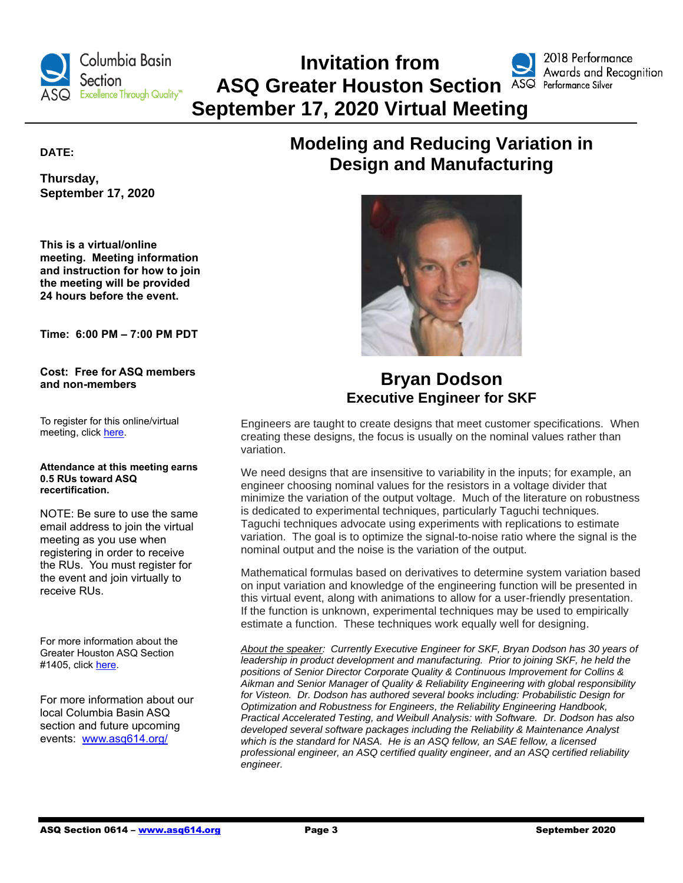# Invitation from ASQ Greater Houston Section September 17, 2020 Virtual Meeting

**DATE:**

**Thursday, September 17, 2020**

**This is a virtual/online meeting. Meeting information and instruction for how to join the meeting will be provided 24 hours before the event.**

**Time: 6:00 PM – 7:00 PM PDT**

**Cost: Free for ASQ members and non-members**

To register for this online/virtual meeting, click here.

**Attendance at this meeting earns 0.5 RUs toward ASQ recertification.**

NOTE: Be sure to use the same email address to join the virtual meeting as you use when registering in order to receive the RUs. You must register for the event and join virtually to receive RUs.

For more information about the Greater Houston ASQ Section #1405, click here.

For more information about our local Columbia Basin ASQ section and future upcoming events: www.asq614.org/

## Modeling and Reducing Variation in Design and Manufacturing

### Bryan Dodson

**Executive Engineer for SKF**

Engineers are taught to create designs that meet customer specifications. When creating these designs, the focus is usually on the nominal values rather than variation.

We need designs that are insensitive to variability in the inputs; for example, an engineer choosing nominal values for the resistors in a voltage divider that minimize the variation of the output voltage. Much of the literature on robustness is dedicated to experimental techniques, particularly Taguchi techniques. Taguchi techniques advocate using experiments with replications to estimate variation. The goal is to optimize the signal-to-noise ratio where the signal is the nominal output and the noise is the variation of the output.

Mathematical formulas based on derivatives to determine system variation based on input variation and knowledge of the engineering function will be presented in this virtual event, along with animations to allow for a user-friendly presentation. If the function is unknown, experimental techniques may be used to empirically estimate a function. These techniques work equally well for designing.

*About the speaker: Currently Executive Engineer for SKF, Bryan Dodson has 30 years of leadership in product development and manufacturing. Prior to joining SKF, he held the positions of Senior Director Corporate Quality & Continuous Improvement for Collins & Aikman and Senior Manager of Quality & Reliability Engineering with global responsibility for Visteon. Dr. Dodson has authored several books including: Probabilistic Design for Optimization and Robustness for Engineers, the Reliability Engineering Handbook, Practical Accelerated Testing, and Weibull Analysis: with Software. Dr. Dodson has also developed several software packages including the Reliability & Maintenance Analyst which is the standard for NASA. He is an ASQ fellow, an SAE fellow, a licensed professional engineer, an ASQ certified quality engineer, and an ASQ certified reliability engineer.*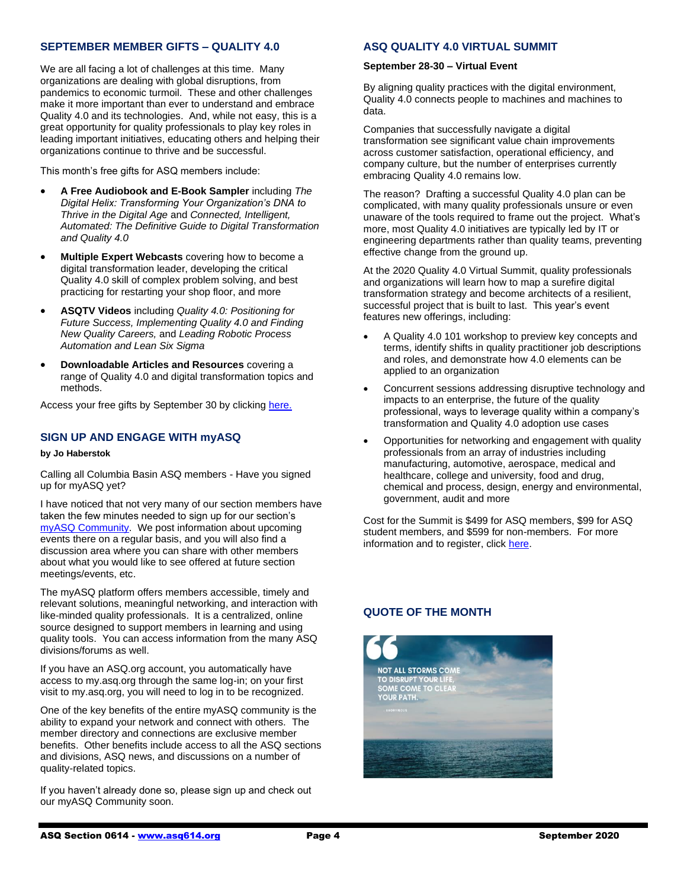## SEPTEMBER MEMBER GIFTS – QUALITY 4.0

We are all facing a lot of challenges at this time. Many organizations are dealing with global disruptions, from pandemics to economic turmoil. These and other challenges make it more important than ever to understand and embrace Quality 4.0 and its technologies. And, while not easy, this is a great opportunity for quality professionals to play key roles in leading important initiatives, educating others and helping their organizations continue to thrive and be successful.

This month's free gifts for ASQ members include:

- **A Free Audiobook and E-Book Sampler** including *The Digital Helix: Transforming Your Organization's DNA to Thrive in the Digital Age* and *Connected, Intelligent, Automated: The Definitive Guide to Digital Transformation and Quality 4.0*
- **Multiple Expert Webcasts** covering how to become a digital transformation leader, developing the critical Quality 4.0 skill of complex problem solving, and best practicing for restarting your shop floor, and more
- **ASQTV Videos** including *Quality 4.0: Positioning for Future Success, Implementing Quality 4.0 and Finding New Quality Careers,* and *Leading Robotic Process Automation and Lean Six Sigma*
- **Downloadable Articles and Resources** covering a range of Quality 4.0 and digital transformation topics and methods.

Access your free gifts by September 30 by clicking here.

## SIGN UP AND ENGAGE WITH myASQ

**by Jo Haberstok**

Calling all Columbia Basin ASQ members - Have you signed up for myASQ yet?

I have noticed that not very many of our section members have taken the few minutes needed to sign up for our section's myASQ Community. We post information about upcoming events there on a regular basis, and you will also find a discussion area where you can share with other members about what you would like to see offered at future section meetings/events, etc.

The myASQ platform offers members accessible, timely and relevant solutions, meaningful networking, and interaction with like-minded quality professionals. It is a centralized, online source designed to support members in learning and using quality tools. You can access information from the many ASQ divisions/forums as well.

If you have an ASQ.org account, you automatically have access to my.asq.org through the same log-in; on your first visit to my.asq.org, you will need to log in to be recognized.

One of the key benefits of the entire myASQ community is the ability to expand your network and connect with others. The member directory and connections are exclusive member benefits. Other benefits include access to all the ASQ sections and divisions, ASQ news, and discussions on a number of quality-related topics.

If you haven't already done so, please sign up and check out our myASQ Community soon.

## ASQ QUALITY 4.0 VIRTUAL SUMMIT

**September 28-30 – Virtual Event**

By aligning quality practices with the digital environment, Quality 4.0 connects people to machines and machines to data.

Companies that successfully navigate a digital transformation see significant value chain improvements across customer satisfaction, operational efficiency, and company culture, but the number of enterprises currently embracing Quality 4.0 remains low.

The reason? Drafting a successful Quality 4.0 plan can be complicated, with many quality professionals unsure or even unaware of the tools required to frame out the project. What's more, most Quality 4.0 initiatives are typically led by IT or engineering departments rather than quality teams, preventing effective change from the ground up.

At the 2020 Quality 4.0 Virtual Summit, quality professionals and organizations will learn how to map a surefire digital transformation strategy and become architects of a resilient, successful project that is built to last. This year's event features new offerings, including:

- A Quality 4.0 101 workshop to preview key concepts and terms, identify shifts in quality practitioner job descriptions and roles, and demonstrate how 4.0 elements can be applied to an organization
- Concurrent sessions addressing disruptive technology and impacts to an enterprise, the future of the quality professional, ways to leverage quality within a company's transformation and Quality 4.0 adoption use cases
- Opportunities for networking and engagement with quality professionals from an array of industries including manufacturing, automotive, aerospace, medical and healthcare, college and university, food and drug, chemical and process, design, energy and environmental, government, audit and more

Cost for the Summit is $499 for ASQ members, $99 for ASQ student members, and $599 for non-members. For more information and to register, click here.

## QUOTE OF THE MONTH

NOT ALL STORMS COME TO DISRUPT YOUR LIFE, SOME COME TO CLEAR YOUR PATH.

ANONYMOUS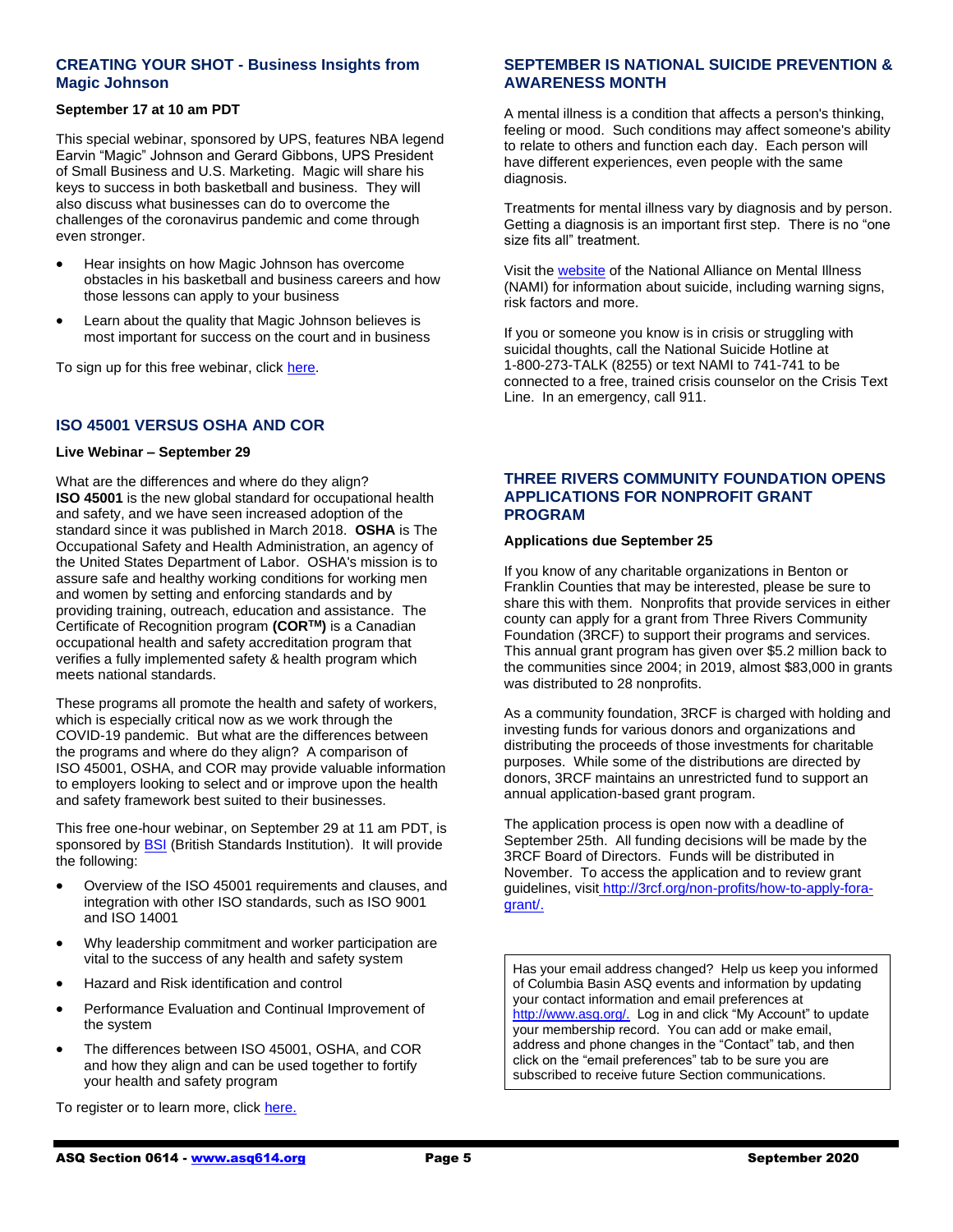## CREATING YOUR SHOT - Business Insights from Magic Johnson

**September 17 at 10 am PDT**

This special webinar, sponsored by UPS, features NBA legend Earvin "Magic" Johnson and Gerard Gibbons, UPS President of Small Business and U.S. Marketing. Magic will share his keys to success in both basketball and business. They will also discuss what businesses can do to overcome the challenges of the coronavirus pandemic and come through even stronger.

- Hear insights on how Magic Johnson has overcome obstacles in his basketball and business careers and how those lessons can apply to your business
- Learn about the quality that Magic Johnson believes is most important for success on the court and in business

To sign up for this free webinar, click here.

## ISO 45001 VERSUS OSHA AND COR

**Live Webinar – September 29**

What are the differences and where do they align? **ISO 45001** is the new global standard for occupational health and safety, and we have seen increased adoption of the standard since it was published in March 2018. **OSHA** is The Occupational Safety and Health Administration, an agency of the United States Department of Labor. OSHA's mission is to assure safe and healthy working conditions for working men and women by setting and enforcing standards and by providing training, outreach, education and assistance. The Certificate of Recognition program **(COR™)** is a Canadian occupational health and safety accreditation program that verifies a fully implemented safety & health program which meets national standards.

These programs all promote the health and safety of workers, which is especially critical now as we work through the COVID-19 pandemic. But what are the differences between the programs and where do they align? A comparison of ISO 45001, OSHA, and COR may provide valuable information to employers looking to select and or improve upon the health and safety framework best suited to their businesses.

This free one-hour webinar, on September 29 at 11 am PDT, is sponsored by BSI (British Standards Institution). It will provide the following:

- Overview of the ISO 45001 requirements and clauses, and integration with other ISO standards, such as ISO 9001 and ISO 14001
- Why leadership commitment and worker participation are vital to the success of any health and safety system
- Hazard and Risk identification and control
- Performance Evaluation and Continual Improvement of the system
- The differences between ISO 45001, OSHA, and COR and how they align and can be used together to fortify your health and safety program

To register or to learn more, click here.

## SEPTEMBER IS NATIONAL SUICIDE PREVENTION & AWARENESS MONTH

A mental illness is a condition that affects a person's thinking, feeling or mood. Such conditions may affect someone's ability to relate to others and function each day. Each person will have different experiences, even people with the same diagnosis.

Treatments for mental illness vary by diagnosis and by person. Getting a diagnosis is an important first step. There is no "one size fits all" treatment.

Visit the website of the National Alliance on Mental Illness (NAMI) for information about suicide, including warning signs, risk factors and more.

If you or someone you know is in crisis or struggling with suicidal thoughts, call the National Suicide Hotline at 1-800-273-TALK (8255) or text NAMI to 741-741 to be connected to a free, trained crisis counselor on the Crisis Text Line. In an emergency, call 911.

## THREE RIVERS COMMUNITY FOUNDATION OPENS APPLICATIONS FOR NONPROFIT GRANT PROGRAM

**Applications due September 25**

If you know of any charitable organizations in Benton or Franklin Counties that may be interested, please be sure to share this with them. Nonprofits that provide services in either county can apply for a grant from Three Rivers Community Foundation (3RCF) to support their programs and services. This annual grant program has given over $5.2 million back to the communities since 2004; in 2019, almost $83,000 in grants was distributed to 28 nonprofits.

As a community foundation, 3RCF is charged with holding and investing funds for various donors and organizations and distributing the proceeds of those investments for charitable purposes. While some of the distributions are directed by donors, 3RCF maintains an unrestricted fund to support an annual application-based grant program.

The application process is open now with a deadline of September 25th. All funding decisions will be made by the 3RCF Board of Directors. Funds will be distributed in November. To access the application and to review grant guidelines, visit http://3rcf.org/non-profits/how-to-apply-fora-grant/.

Has your email address changed? Help us keep you informed of Columbia Basin ASQ events and information by updating your contact information and email preferences at http://www.asq.org/. Log in and click "My Account" to update your membership record. You can add or make email, address and phone changes in the "Contact" tab, and then click on the "email preferences" tab to be sure you are subscribed to receive future Section communications.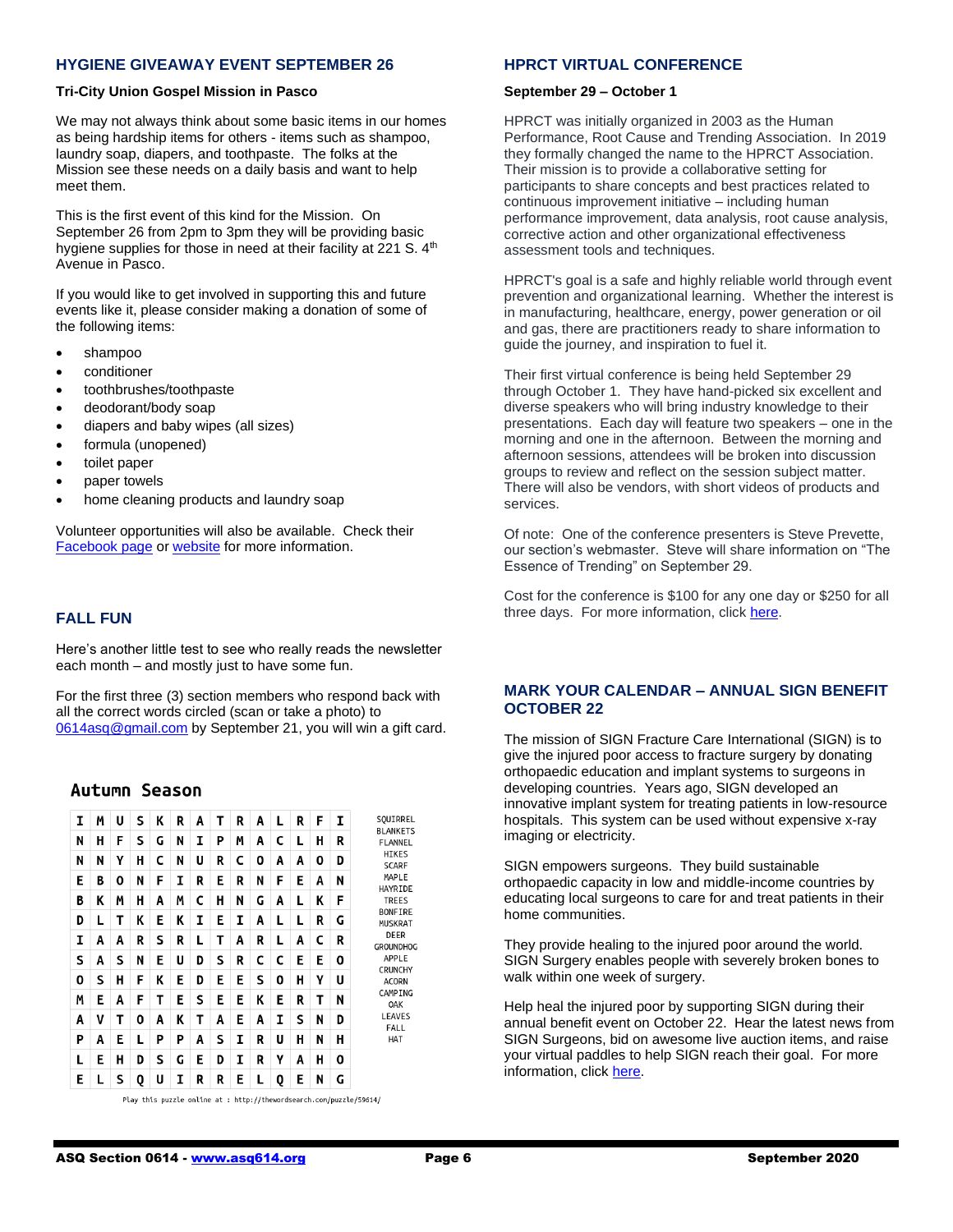## HYGIENE GIVEAWAY EVENT SEPTEMBER 26

**Tri-City Union Gospel Mission in Pasco**

We may not always think about some basic items in our homes as being hardship items for others - items such as shampoo, laundry soap, diapers, and toothpaste. The folks at the Mission see these needs on a daily basis and want to help meet them.

This is the first event of this kind for the Mission. On September 26 from 2pm to 3pm they will be providing basic hygiene supplies for those in need at their facility at 221 S. 4th Avenue in Pasco.

If you would like to get involved in supporting this and future events like it, please consider making a donation of some of the following items:

- shampoo
- conditioner
- toothbrushes/toothpaste
- deodorant/body soap
- diapers and baby wipes (all sizes)
- formula (unopened)
- toilet paper
- paper towels
- home cleaning products and laundry soap

Volunteer opportunities will also be available. Check their Facebook page or website for more information.

## FALL FUN

Here's another little test to see who really reads the newsletter each month – and mostly just to have some fun.

For the first three (3) section members who respond back with all the correct words circled (scan or take a photo) to 0614asq@gmail.com by September 21, you will win a gift card.

### Autumn Season

```
I M U S K R A T R A L R F I
N H F S G N I P M A C L H R
N N Y H C N U R C O A A O D
E B O N F I R E R N F E A N
B K M H A M C H N G A L K F
D L T K E K I E I A L L R G
I A A R S R L T A R L A C R
S A S N E U D S R C C E E O
O S H F K E D E E S O H Y U
M E A F T E S E E K E R T N
A V T O A K T A E A I S N D
P A E L P P A S I R U H N H
L E H D S G E D I R Y A H O
E L S Q U I R R E L Q E N G
```

SQUIRREL
BLANKETS
FLANNEL
HIKES
SCARF
MAPLE
HAYRIDE
TREES
BONFIRE
MUSKRAT
DEER
GROUNDHOG
APPLE
CRUNCHY
ACORN
CAMPING
OAK
LEAVES
FALL
HAT

Play this puzzle online at : http://thewordsearch.com/puzzle/59614/

## HPRCT VIRTUAL CONFERENCE

**September 29 – October 1**

HPRCT was initially organized in 2003 as the Human Performance, Root Cause and Trending Association. In 2019 they formally changed the name to the HPRCT Association. Their mission is to provide a collaborative setting for participants to share concepts and best practices related to continuous improvement initiative – including human performance improvement, data analysis, root cause analysis, corrective action and other organizational effectiveness assessment tools and techniques.

HPRCT's goal is a safe and highly reliable world through event prevention and organizational learning. Whether the interest is in manufacturing, healthcare, energy, power generation or oil and gas, there are practitioners ready to share information to guide the journey, and inspiration to fuel it.

Their first virtual conference is being held September 29 through October 1. They have hand-picked six excellent and diverse speakers who will bring industry knowledge to their presentations. Each day will feature two speakers – one in the morning and one in the afternoon. Between the morning and afternoon sessions, attendees will be broken into discussion groups to review and reflect on the session subject matter. There will also be vendors, with short videos of products and services.

Of note: One of the conference presenters is Steve Prevette, our section's webmaster. Steve will share information on "The Essence of Trending" on September 29.

Cost for the conference is $100 for any one day or $250 for all three days. For more information, click here.

## MARK YOUR CALENDAR – ANNUAL SIGN BENEFIT OCTOBER 22

The mission of SIGN Fracture Care International (SIGN) is to give the injured poor access to fracture surgery by donating orthopaedic education and implant systems to surgeons in developing countries. Years ago, SIGN developed an innovative implant system for treating patients in low-resource hospitals. This system can be used without expensive x-ray imaging or electricity.

SIGN empowers surgeons. They build sustainable orthopaedic capacity in low and middle-income countries by educating local surgeons to care for and treat patients in their home communities.

They provide healing to the injured poor around the world. SIGN Surgery enables people with severely broken bones to walk within one week of surgery.

Help heal the injured poor by supporting SIGN during their annual benefit event on October 22. Hear the latest news from SIGN Surgeons, bid on awesome live auction items, and raise your virtual paddles to help SIGN reach their goal. For more information, click here.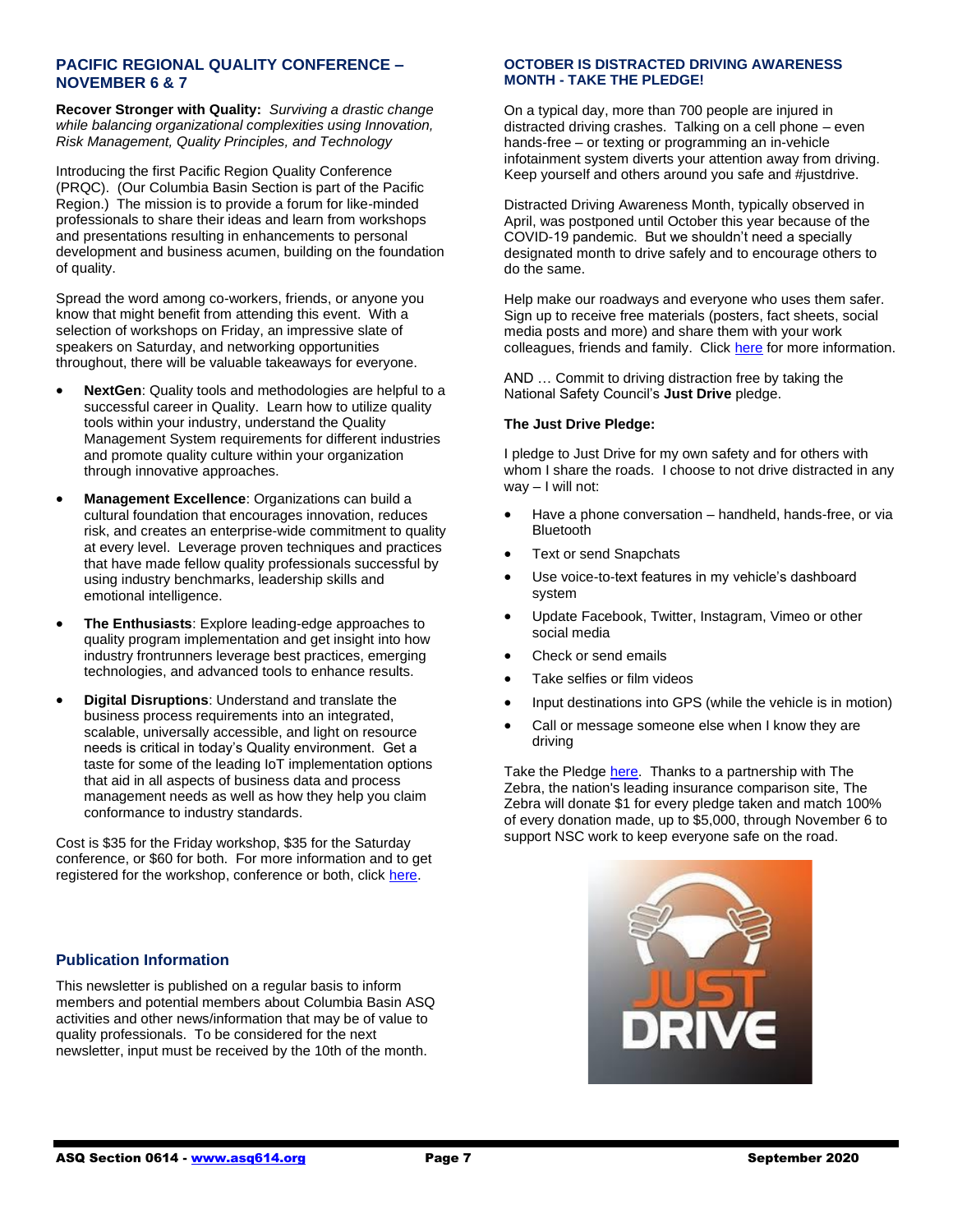## PACIFIC REGIONAL QUALITY CONFERENCE – NOVEMBER 6 & 7

**Recover Stronger with Quality:** *Surviving a drastic change while balancing organizational complexities using Innovation, Risk Management, Quality Principles, and Technology*

Introducing the first Pacific Region Quality Conference (PRQC). (Our Columbia Basin Section is part of the Pacific Region.) The mission is to provide a forum for like-minded professionals to share their ideas and learn from workshops and presentations resulting in enhancements to personal development and business acumen, building on the foundation of quality.

Spread the word among co-workers, friends, or anyone you know that might benefit from attending this event. With a selection of workshops on Friday, an impressive slate of speakers on Saturday, and networking opportunities throughout, there will be valuable takeaways for everyone.

- **NextGen**: Quality tools and methodologies are helpful to a successful career in Quality. Learn how to utilize quality tools within your industry, understand the Quality Management System requirements for different industries and promote quality culture within your organization through innovative approaches.
- **Management Excellence**: Organizations can build a cultural foundation that encourages innovation, reduces risk, and creates an enterprise-wide commitment to quality at every level. Leverage proven techniques and practices that have made fellow quality professionals successful by using industry benchmarks, leadership skills and emotional intelligence.
- **The Enthusiasts**: Explore leading-edge approaches to quality program implementation and get insight into how industry frontrunners leverage best practices, emerging technologies, and advanced tools to enhance results.
- **Digital Disruptions**: Understand and translate the business process requirements into an integrated, scalable, universally accessible, and light on resource needs is critical in today's Quality environment. Get a taste for some of the leading IoT implementation options that aid in all aspects of business data and process management needs as well as how they help you claim conformance to industry standards.

Cost is $35 for the Friday workshop, $35 for the Saturday conference, or $60 for both. For more information and to get registered for the workshop, conference or both, click here.

## Publication Information

This newsletter is published on a regular basis to inform members and potential members about Columbia Basin ASQ activities and other news/information that may be of value to quality professionals. To be considered for the next newsletter, input must be received by the 10th of the month.

## OCTOBER IS DISTRACTED DRIVING AWARENESS MONTH - TAKE THE PLEDGE!

On a typical day, more than 700 people are injured in distracted driving crashes. Talking on a cell phone – even hands-free – or texting or programming an in-vehicle infotainment system diverts your attention away from driving. Keep yourself and others around you safe and #justdrive.

Distracted Driving Awareness Month, typically observed in April, was postponed until October this year because of the COVID-19 pandemic. But we shouldn't need a specially designated month to drive safely and to encourage others to do the same.

Help make our roadways and everyone who uses them safer. Sign up to receive free materials (posters, fact sheets, social media posts and more) and share them with your work colleagues, friends and family. Click here for more information.

AND … Commit to driving distraction free by taking the National Safety Council's **Just Drive** pledge.

**The Just Drive Pledge:**

I pledge to Just Drive for my own safety and for others with whom I share the roads. I choose to not drive distracted in any way – I will not:

- Have a phone conversation – handheld, hands-free, or via Bluetooth
- Text or send Snapchats
- Use voice-to-text features in my vehicle's dashboard system
- Update Facebook, Twitter, Instagram, Vimeo or other social media
- Check or send emails
- Take selfies or film videos
- Input destinations into GPS (while the vehicle is in motion)
- Call or message someone else when I know they are driving

Take the Pledge here. Thanks to a partnership with The Zebra, the nation's leading insurance comparison site, The Zebra will donate $1 for every pledge taken and match 100% of every donation made, up to $5,000, through November 6 to support NSC work to keep everyone safe on the road.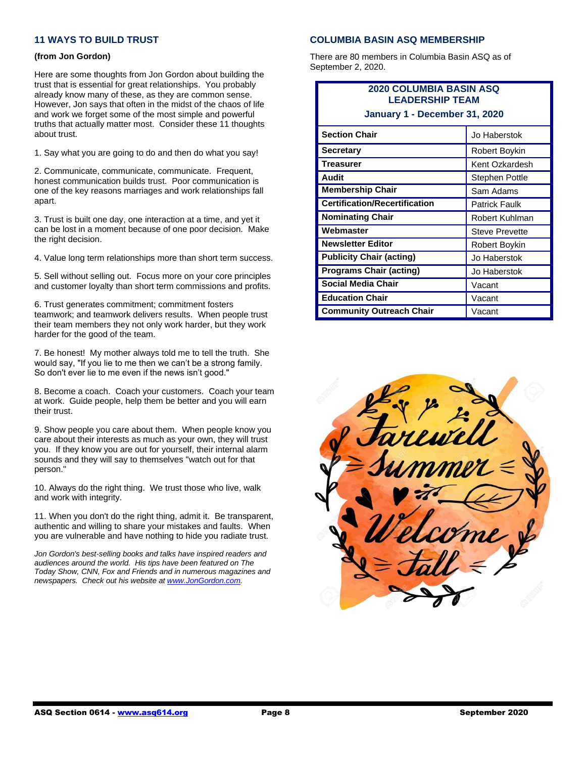## 11 WAYS TO BUILD TRUST

**(from Jon Gordon)**

Here are some thoughts from Jon Gordon about building the trust that is essential for great relationships. You probably already know many of these, as they are common sense. However, Jon says that often in the midst of the chaos of life and work we forget some of the most simple and powerful truths that actually matter most. Consider these 11 thoughts about trust.

1. Say what you are going to do and then do what you say!

2. Communicate, communicate, communicate. Frequent, honest communication builds trust. Poor communication is one of the key reasons marriages and work relationships fall apart.

3. Trust is built one day, one interaction at a time, and yet it can be lost in a moment because of one poor decision. Make the right decision.

4. Value long term relationships more than short term success.

5. Sell without selling out. Focus more on your core principles and customer loyalty than short term commissions and profits.

6. Trust generates commitment; commitment fosters teamwork; and teamwork delivers results. When people trust their team members they not only work harder, but they work harder for the good of the team.

7. Be honest! My mother always told me to tell the truth. She would say, "If you lie to me then we can't be a strong family. So don't ever lie to me even if the news isn't good."

8. Become a coach. Coach your customers. Coach your team at work. Guide people, help them be better and you will earn their trust.

9. Show people you care about them. When people know you care about their interests as much as your own, they will trust you. If they know you are out for yourself, their internal alarm sounds and they will say to themselves "watch out for that person."

10. Always do the right thing. We trust those who live, walk and work with integrity.

11. When you don't do the right thing, admit it. Be transparent, authentic and willing to share your mistakes and faults. When you are vulnerable and have nothing to hide you radiate trust.

*Jon Gordon's best-selling books and talks have inspired readers and audiences around the world. His tips have been featured on The Today Show, CNN, Fox and Friends and in numerous magazines and newspapers. Check out his website at www.JonGordon.com.*

## COLUMBIA BASIN ASQ MEMBERSHIP

There are 80 members in Columbia Basin ASQ as of September 2, 2020.

**2020 COLUMBIA BASIN ASQ LEADERSHIP TEAM**
**January 1 - December 31, 2020**

| | |
|---|---|
| **Section Chair** | Jo Haberstok |
| **Secretary** | Robert Boykin |
| **Treasurer** | Kent Ozkardesh |
| **Audit** | Stephen Pottle |
| **Membership Chair** | Sam Adams |
| **Certification/Recertification** | Patrick Faulk |
| **Nominating Chair** | Robert Kuhlman |
| **Webmaster** | Steve Prevette |
| **Newsletter Editor** | Robert Boykin |
| **Publicity Chair (acting)** | Jo Haberstok |
| **Programs Chair (acting)** | Jo Haberstok |
| **Social Media Chair** | Vacant |
| **Education Chair** | Vacant |
| **Community Outreach Chair** | Vacant |

Farewell Summer Welcome Fall